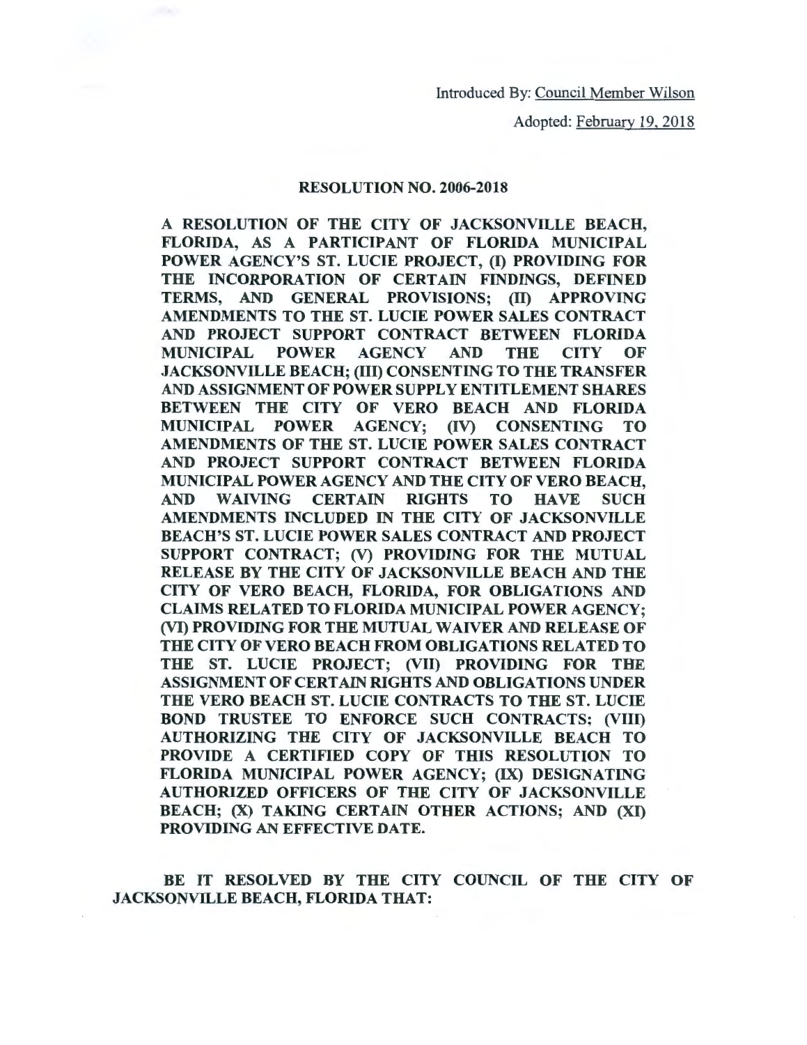Introduced By: Council Member Wilson

Adopted: February 19, 2018

## RESOLUTION NO. 2006-2018

**A RESOLUTION OF THE CITY OF JACKSONVILLE BEACH, FLORIDA, AS A PARTICIPANT OF FLORIDA MUNICIPAL POWER AGENCY'S ST. LUCIE PROJECT, (I) PROVIDING FOR THE INCORPORATION OF CERTAIN FINDINGS, DEFINED TERMS, AND GENERAL PROVISIONS; (II) APPROVING AMENDMENTS TO THE ST. LUCIE POWER SALES CONTRACT AND PROJECT SUPPORT CONTRACT BETWEEN FLORIDA MUNICIPAL POWER AGENCY AND THE CITY OF JACKSONVILLE BEACH; (III) CONSENTING TO THE TRANSFER AND ASSIGNMENT OF POWER SUPPLY ENTITLEMENT SHARES BETWEEN THE CITY OF VERO BEACH AND FLORIDA MUNICIPAL POWER AGENCY; (IV) CONSENTING TO AMENDMENTS OF THE ST. LUCIE POWER SALES CONTRACT AND PROJECT SUPPORT CONTRACT BETWEEN FLORIDA MUNICIPAL POWER AGENCY AND THE CITY OF VERO BEACH, AND WAIVING CERTAIN RIGHTS TO HAVE SUCH AMENDMENTS INCLUDED IN THE CITY OF JACKSONVILLE BEACH'S ST. LUCIE POWER SALES CONTRACT AND PROJECT SUPPORT CONTRACT; (V) PROVIDING FOR THE MUTUAL RELEASE BY THE CITY OF JACKSONVILLE BEACH AND THE CITY OF VERO BEACH, FLORIDA, FOR OBLIGATIONS AND CLAIMS RELATED TO FLORIDA MUNICIPAL POWER AGENCY; (VI) PROVIDING FOR THE MUTUAL WAIVER AND RELEASE OF THE CITY OF VERO BEACH FROM OBLIGATIONS RELATED TO THE ST. LUCIE PROJECT; (VII) PROVIDING FOR THE ASSIGNMENT OF CERTAIN RIGHTS AND OBLIGATIONS UNDER THE VERO BEACH ST. LUCIE CONTRACTS TO THE ST. LUCIE BOND TRUSTEE TO ENFORCE SUCH CONTRACTS; (VIII) AUTHORIZING THE CITY OF JACKSONVILLE BEACH TO PROVIDE A CERTIFIED COPY OF THIS RESOLUTION TO FLORIDA MUNICIPAL POWER AGENCY; (IX) DESIGNATING AUTHORIZED OFFICERS OF THE CITY OF JACKSONVILLE BEACH; (X) TAKING CERTAIN OTHER ACTIONS; AND (XI) PROVIDING AN EFFECTIVE DATE.**

**BE IT RESOLVED BY THE CITY COUNCIL OF THE CITY OF JACKSONVILLE BEACH, FLORIDA THAT:**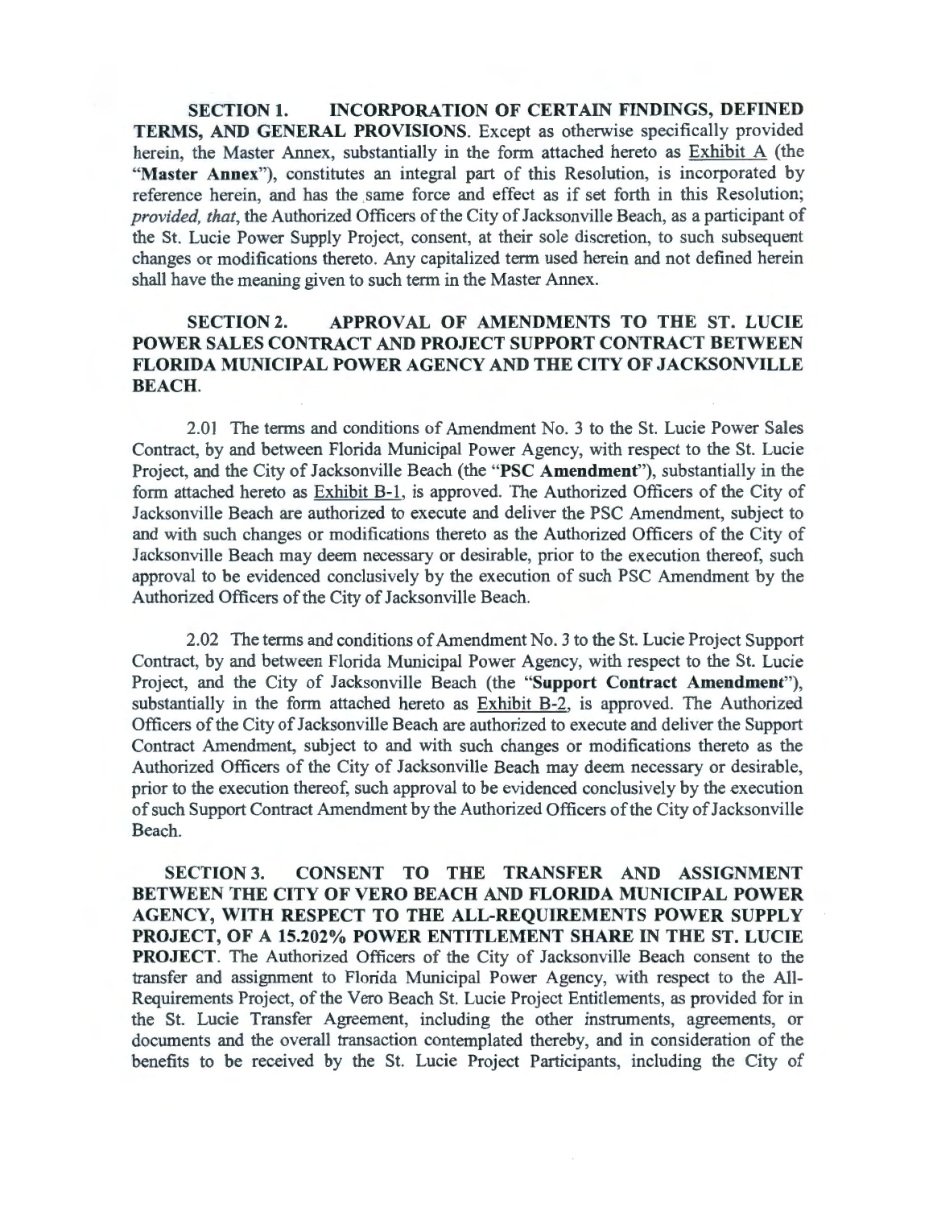**SECTION 1. INCORPORATION OF CERTAIN FINDINGS, DEFINED TERMS, AND GENERAL PROVISIONS**. Except as otherwise specifically provided herein, the Master Annex, substantially in the form attached hereto as Exhibit A (the "**Master Annex**"), constitutes an integral part of this Resolution, is incorporated by reference herein, and has the same force and effect as if set forth in this Resolution; *provided, that*, the Authorized Officers of the City of Jacksonville Beach, as a participant of the St. Lucie Power Supply Project, consent, at their sole discretion, to such subsequent changes or modifications thereto. Any capitalized term used herein and not defined herein shall have the meaning given to such term in the Master Annex.

**SECTION 2. APPROVAL OF AMENDMENTS TO THE ST. LUCIE POWER SALES CONTRACT AND PROJECT SUPPORT CONTRACT BETWEEN FLORIDA MUNICIPAL POWER AGENCY AND THE CITY OF JACKSONVILLE BEACH.**

2.01 The terms and conditions of Amendment No. 3 to the St. Lucie Power Sales Contract, by and between Florida Municipal Power Agency, with respect to the St. Lucie Project, and the City of Jacksonville Beach (the "**PSC Amendment**"), substantially in the form attached hereto as Exhibit B-1, is approved. The Authorized Officers of the City of Jacksonville Beach are authorized to execute and deliver the PSC Amendment, subject to and with such changes or modifications thereto as the Authorized Officers of the City of Jacksonville Beach may deem necessary or desirable, prior to the execution thereof, such approval to be evidenced conclusively by the execution of such PSC Amendment by the Authorized Officers of the City of Jacksonville Beach.

2.02 The terms and conditions of Amendment No. 3 to the St. Lucie Project Support Contract, by and between Florida Municipal Power Agency, with respect to the St. Lucie Project, and the City of Jacksonville Beach (the "**Support Contract Amendment**"), substantially in the form attached hereto as Exhibit B-2, is approved. The Authorized Officers of the City of Jacksonville Beach are authorized to execute and deliver the Support Contract Amendment, subject to and with such changes or modifications thereto as the Authorized Officers of the City of Jacksonville Beach may deem necessary or desirable, prior to the execution thereof, such approval to be evidenced conclusively by the execution of such Support Contract Amendment by the Authorized Officers of the City of Jacksonville Beach.

**SECTION 3. CONSENT TO THE TRANSFER AND ASSIGNMENT BETWEEN THE CITY OF VERO BEACH AND FLORIDA MUNICIPAL POWER AGENCY, WITH RESPECT TO THE ALL-REQUIREMENTS POWER SUPPLY PROJECT, OF A 15.202% POWER ENTITLEMENT SHARE IN THE ST. LUCIE PROJECT**. The Authorized Officers of the City of Jacksonville Beach consent to the transfer and assignment to Florida Municipal Power Agency, with respect to the All-Requirements Project, of the Vero Beach St. Lucie Project Entitlements, as provided for in the St. Lucie Transfer Agreement, including the other instruments, agreements, or documents and the overall transaction contemplated thereby, and in consideration of the benefits to be received by the St. Lucie Project Participants, including the City of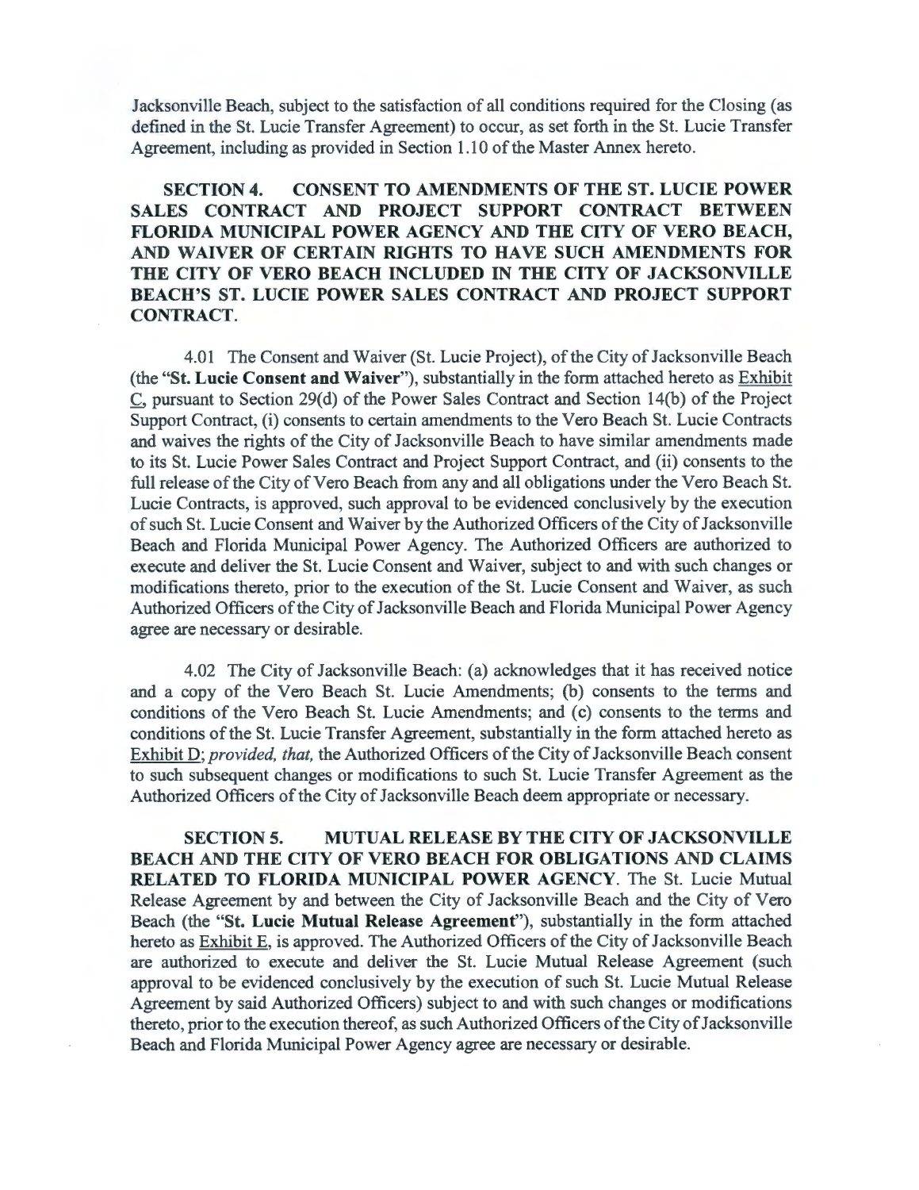Jacksonville Beach, subject to the satisfaction of all conditions required for the Closing (as defined in the St. Lucie Transfer Agreement) to occur, as set forth in the St. Lucie Transfer Agreement, including as provided in Section 1.10 of the Master Annex hereto.

**SECTION 4. CONSENT TO AMENDMENTS OF THE ST. LUCIE POWER SALES CONTRACT AND PROJECT SUPPORT CONTRACT BETWEEN FLORIDA MUNICIPAL POWER AGENCY AND THE CITY OF VERO BEACH, AND WAIVER OF CERTAIN RIGHTS TO HAVE SUCH AMENDMENTS FOR THE CITY OF VERO BEACH INCLUDED IN THE CITY OF JACKSONVILLE BEACH'S ST. LUCIE POWER SALES CONTRACT AND PROJECT SUPPORT CONTRACT.**

4.01 The Consent and Waiver (St. Lucie Project), of the City of Jacksonville Beach (the "**St. Lucie Consent and Waiver**"), substantially in the form attached hereto as Exhibit C, pursuant to Section 29(d) of the Power Sales Contract and Section 14(b) of the Project Support Contract, (i) consents to certain amendments to the Vero Beach St. Lucie Contracts and waives the rights of the City of Jacksonville Beach to have similar amendments made to its St. Lucie Power Sales Contract and Project Support Contract, and (ii) consents to the full release of the City of Vero Beach from any and all obligations under the Vero Beach St. Lucie Contracts, is approved, such approval to be evidenced conclusively by the execution of such St. Lucie Consent and Waiver by the Authorized Officers of the City of Jacksonville Beach and Florida Municipal Power Agency. The Authorized Officers are authorized to execute and deliver the St. Lucie Consent and Waiver, subject to and with such changes or modifications thereto, prior to the execution of the St. Lucie Consent and Waiver, as such Authorized Officers of the City of Jacksonville Beach and Florida Municipal Power Agency agree are necessary or desirable.

4.02 The City of Jacksonville Beach: (a) acknowledges that it has received notice and a copy of the Vero Beach St. Lucie Amendments; (b) consents to the terms and conditions of the Vero Beach St. Lucie Amendments; and (c) consents to the terms and conditions of the St. Lucie Transfer Agreement, substantially in the form attached hereto as Exhibit D; *provided, that,* the Authorized Officers of the City of Jacksonville Beach consent to such subsequent changes or modifications to such St. Lucie Transfer Agreement as the Authorized Officers of the City of Jacksonville Beach deem appropriate or necessary.

**SECTION 5. MUTUAL RELEASE BY THE CITY OF JACKSONVILLE BEACH AND THE CITY OF VERO BEACH FOR OBLIGATIONS AND CLAIMS RELATED TO FLORIDA MUNICIPAL POWER AGENCY**. The St. Lucie Mutual Release Agreement by and between the City of Jacksonville Beach and the City of Vero Beach (the "**St. Lucie Mutual Release Agreement**"), substantially in the form attached hereto as Exhibit E, is approved. The Authorized Officers of the City of Jacksonville Beach are authorized to execute and deliver the St. Lucie Mutual Release Agreement (such approval to be evidenced conclusively by the execution of such St. Lucie Mutual Release Agreement by said Authorized Officers) subject to and with such changes or modifications thereto, prior to the execution thereof, as such Authorized Officers of the City of Jacksonville Beach and Florida Municipal Power Agency agree are necessary or desirable.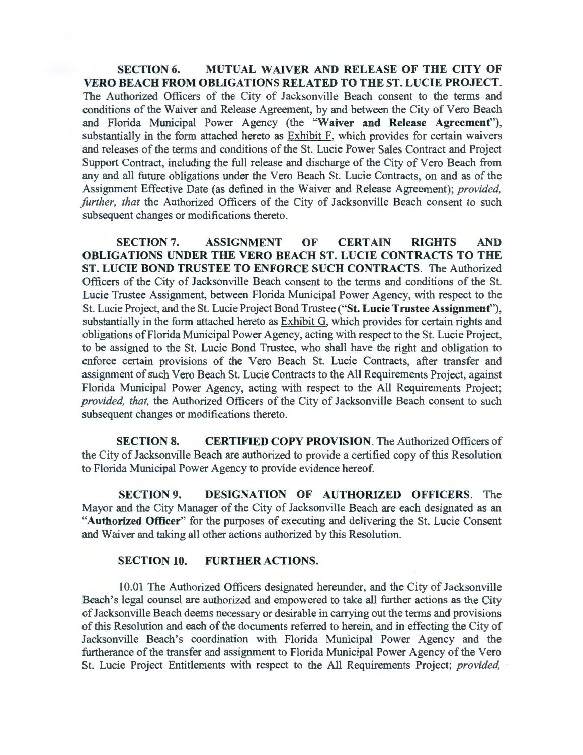**SECTION 6. MUTUAL WAIVER AND RELEASE OF THE CITY OF VERO BEACH FROM OBLIGATIONS RELATED TO THE ST. LUCIE PROJECT.** The Authorized Officers of the City of Jacksonville Beach consent to the terms and conditions of the Waiver and Release Agreement, by and between the City of Vero Beach and Florida Municipal Power Agency (the "**Waiver and Release Agreement**"), substantially in the form attached hereto as Exhibit F, which provides for certain waivers and releases of the terms and conditions of the St. Lucie Power Sales Contract and Project Support Contract, including the full release and discharge of the City of Vero Beach from any and all future obligations under the Vero Beach St. Lucie Contracts, on and as of the Assignment Effective Date (as defined in the Waiver and Release Agreement); *provided, further, that* the Authorized Officers of the City of Jacksonville Beach consent to such subsequent changes or modifications thereto.

**SECTION 7. ASSIGNMENT OF CERTAIN RIGHTS AND OBLIGATIONS UNDER THE VERO BEACH ST. LUCIE CONTRACTS TO THE ST. LUCIE BOND TRUSTEE TO ENFORCE SUCH CONTRACTS.** The Authorized Officers of the City of Jacksonville Beach consent to the terms and conditions of the St. Lucie Trustee Assignment, between Florida Municipal Power Agency, with respect to the St. Lucie Project, and the St. Lucie Project Bond Trustee ("**St. Lucie Trustee Assignment**"), substantially in the form attached hereto as Exhibit G, which provides for certain rights and obligations of Florida Municipal Power Agency, acting with respect to the St. Lucie Project, to be assigned to the St. Lucie Bond Trustee, who shall have the right and obligation to enforce certain provisions of the Vero Beach St. Lucie Contracts, after transfer and assignment of such Vero Beach St. Lucie Contracts to the All Requirements Project, against Florida Municipal Power Agency, acting with respect to the All Requirements Project; *provided, that,* the Authorized Officers of the City of Jacksonville Beach consent to such subsequent changes or modifications thereto.

**SECTION 8. CERTIFIED COPY PROVISION.** The Authorized Officers of the City of Jacksonville Beach are authorized to provide a certified copy of this Resolution to Florida Municipal Power Agency to provide evidence hereof.

**SECTION 9. DESIGNATION OF AUTHORIZED OFFICERS.** The Mayor and the City Manager of the City of Jacksonville Beach are each designated as an "**Authorized Officer**" for the purposes of executing and delivering the St. Lucie Consent and Waiver and taking all other actions authorized by this Resolution.

**SECTION 10. FURTHER ACTIONS.**

10.01 The Authorized Officers designated hereunder, and the City of Jacksonville Beach's legal counsel are authorized and empowered to take all further actions as the City of Jacksonville Beach deems necessary or desirable in carrying out the terms and provisions of this Resolution and each of the documents referred to herein, and in effecting the City of Jacksonville Beach's coordination with Florida Municipal Power Agency and the furtherance of the transfer and assignment to Florida Municipal Power Agency of the Vero St. Lucie Project Entitlements with respect to the All Requirements Project; *provided,*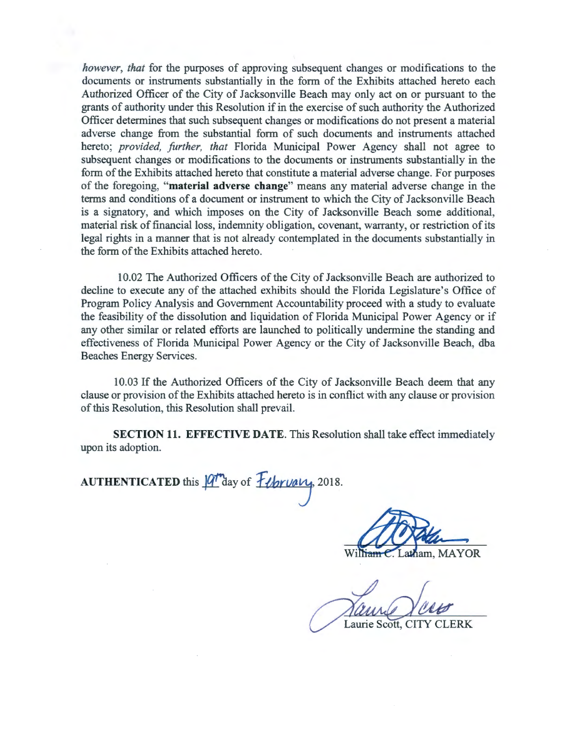*however, that* for the purposes of approving subsequent changes or modifications to the documents or instruments substantially in the form of the Exhibits attached hereto each Authorized Officer of the City of Jacksonville Beach may only act on or pursuant to the grants of authority under this Resolution if in the exercise of such authority the Authorized Officer determines that such subsequent changes or modifications do not present a material adverse change from the substantial form of such documents and instruments attached hereto; *provided, further, that* Florida Municipal Power Agency shall not agree to subsequent changes or modifications to the documents or instruments substantially in the form of the Exhibits attached hereto that constitute a material adverse change. For purposes of the foregoing, "**material adverse change**" means any material adverse change in the terms and conditions of a document or instrument to which the City of Jacksonville Beach is a signatory, and which imposes on the City of Jacksonville Beach some additional, material risk of financial loss, indemnity obligation, covenant, warranty, or restriction of its legal rights in a manner that is not already contemplated in the documents substantially in the form of the Exhibits attached hereto.

10.02 The Authorized Officers of the City of Jacksonville Beach are authorized to decline to execute any of the attached exhibits should the Florida Legislature's Office of Program Policy Analysis and Government Accountability proceed with a study to evaluate the feasibility of the dissolution and liquidation of Florida Municipal Power Agency or if any other similar or related efforts are launched to politically undermine the standing and effectiveness of Florida Municipal Power Agency or the City of Jacksonville Beach, dba Beaches Energy Services.

10.03 If the Authorized Officers of the City of Jacksonville Beach deem that any clause or provision of the Exhibits attached hereto is in conflict with any clause or provision of this Resolution, this Resolution shall prevail.

**SECTION 11. EFFECTIVE DATE.** This Resolution shall take effect immediately upon its adoption.

**AUTHENTICATED** this 19th day of February, 2018.

William C. Latham, MAYOR

Laurie Scott, CITY CLERK